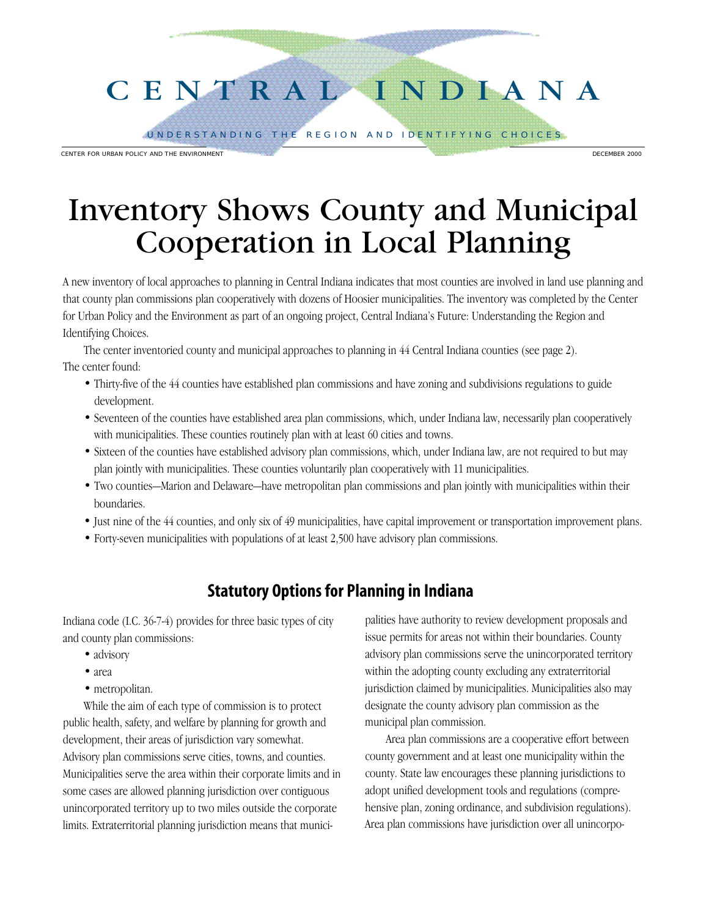# CENTRAL INDIANA

UNDERSTANDING THE REGION AND IDENTIFYING CHOICES

CENTER FOR URBAN POLICY AND THE ENVIRONMENT

DECEMBER 2000

# Inventory Shows County and Municipal Cooperation in Local Planning

A new inventory of local approaches to planning in Central Indiana indicates that most counties are involved in land use planning and that county plan commissions plan cooperatively with dozens of Hoosier municipalities. The inventory was completed by the Center for Urban Policy and the Environment as part of an ongoing project, Central Indiana's Future: Understanding the Region and Identifying Choices.

The center inventoried county and municipal approaches to planning in 44 Central Indiana counties (see page 2). The center found:

- Thirty-five of the 44 counties have established plan commissions and have zoning and subdivisions regulations to guide development.
- Seventeen of the counties have established area plan commissions, which, under Indiana law, necessarily plan cooperatively with municipalities. These counties routinely plan with at least 60 cities and towns.
- Sixteen of the counties have established advisory plan commissions, which, under Indiana law, are not required to but may plan jointly with municipalities. These counties voluntarily plan cooperatively with 11 municipalities.
- Two counties—Marion and Delaware—have metropolitan plan commissions and plan jointly with municipalities within their boundaries.
- Just nine of the 44 counties, and only six of 49 municipalities, have capital improvement or transportation improvement plans.
- Forty-seven municipalities with populations of at least 2,500 have advisory plan commissions.

## Statutory Options for Planning in Indiana

Indiana code (I.C. 36-7-4) provides for three basic types of city and county plan commissions:

- advisory
- area
- metropolitan.

While the aim of each type of commission is to protect public health, safety, and welfare by planning for growth and development, their areas of jurisdiction vary somewhat. Advisory plan commissions serve cities, towns, and counties. Municipalities serve the area within their corporate limits and in some cases are allowed planning jurisdiction over contiguous unincorporated territory up to two miles outside the corporate limits. Extraterritorial planning jurisdiction means that municipalities have authority to review development proposals and issue permits for areas not within their boundaries. County advisory plan commissions serve the unincorporated territory within the adopting county excluding any extraterritorial jurisdiction claimed by municipalities. Municipalities also may designate the county advisory plan commission as the municipal plan commission.

Area plan commissions are a cooperative effort between county government and at least one municipality within the county. State law encourages these planning jurisdictions to adopt unified development tools and regulations (comprehensive plan, zoning ordinance, and subdivision regulations). Area plan commissions have jurisdiction over all unincorpo-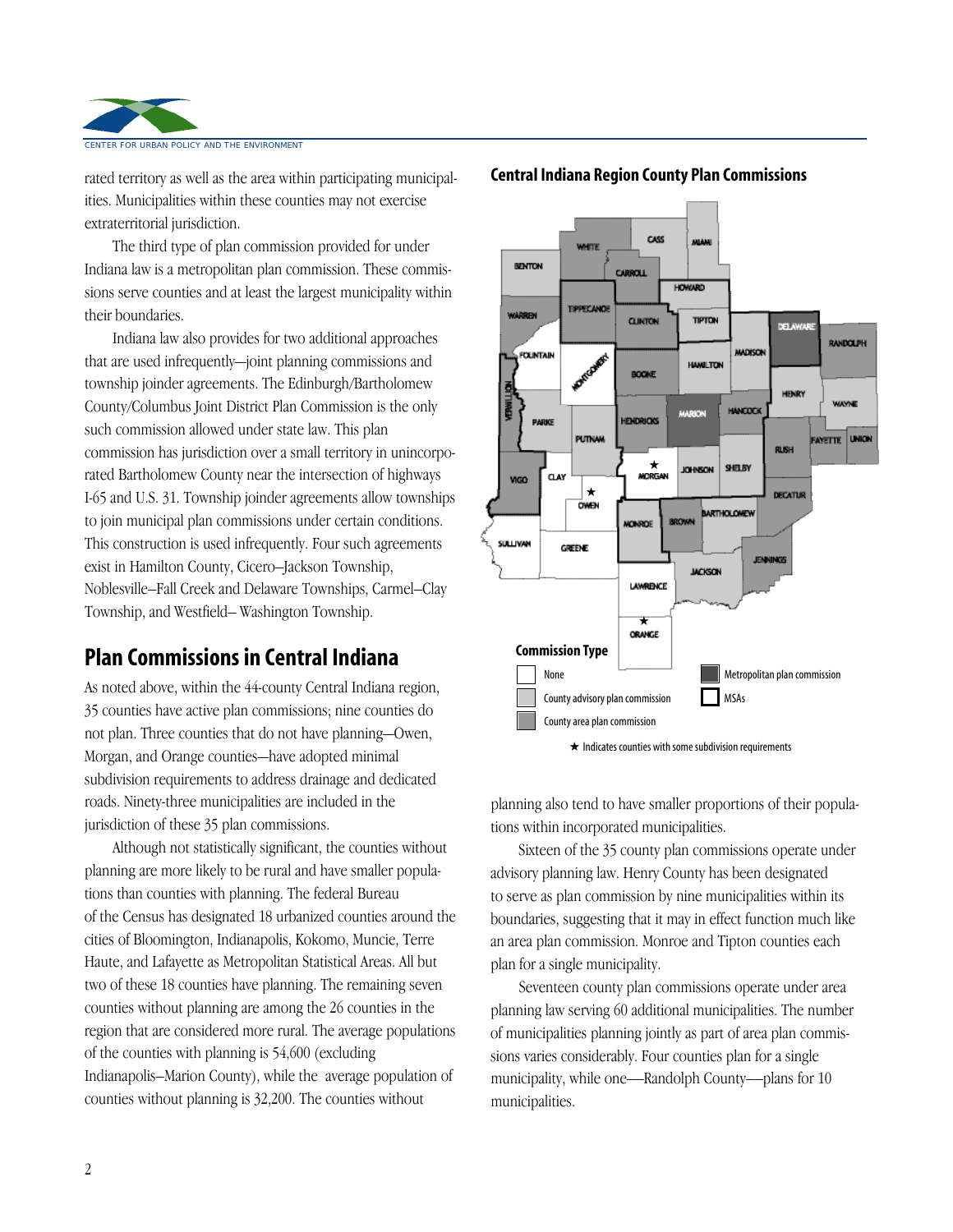rated territory as well as the area within participating municipalities. Municipalities within these counties may not exercise extraterritorial jurisdiction.

The third type of plan commission provided for under Indiana law is a metropolitan plan commission. These commissions serve counties and at least the largest municipality within their boundaries.

Indiana law also provides for two additional approaches that are used infrequently—joint planning commissions and township joinder agreements. The Edinburgh/Bartholomew County/Columbus Joint District Plan Commission is the only such commission allowed under state law. This plan commission has jurisdiction over a small territory in unincorporated Bartholomew County near the intersection of highways I-65 and U.S. 31. Township joinder agreements allow townships to join municipal plan commissions under certain conditions. This construction is used infrequently. Four such agreements exist in Hamilton County, Cicero–Jackson Township, Noblesville–Fall Creek and Delaware Townships, Carmel–Clay Township, and Westfield– Washington Township.

## Plan Commissions in Central Indiana

As noted above, within the 44-county Central Indiana region, 35 counties have active plan commissions; nine counties do not plan. Three counties that do not have planning—Owen, Morgan, and Orange counties—have adopted minimal subdivision requirements to address drainage and dedicated roads. Ninety-three municipalities are included in the jurisdiction of these 35 plan commissions.

Although not statistically significant, the counties without planning are more likely to be rural and have smaller populations than counties with planning. The federal Bureau of the Census has designated 18 urbanized counties around the cities of Bloomington, Indianapolis, Kokomo, Muncie, Terre Haute, and Lafayette as Metropolitan Statistical Areas. All but two of these 18 counties have planning. The remaining seven counties without planning are among the 26 counties in the region that are considered more rural. The average populations of the counties with planning is 54,600 (excluding Indianapolis–Marion County), while the average population of counties without planning is 32,200. The counties without planning also tend to have smaller proportions of their populations within incorporated municipalities.

**Central Indiana Region County Plan Commissions**

Commission Type
- None
- County advisory plan commission
- County area plan commission
- Metropolitan plan commission
- MSAs

★ Indicates counties with some subdivision requirements

Sixteen of the 35 county plan commissions operate under advisory planning law. Henry County has been designated to serve as plan commission by nine municipalities within its boundaries, suggesting that it may in effect function much like an area plan commission. Monroe and Tipton counties each plan for a single municipality.

Seventeen county plan commissions operate under area planning law serving 60 additional municipalities. The number of municipalities planning jointly as part of area plan commissions varies considerably. Four counties plan for a single municipality, while one—Randolph County—plans for 10 municipalities.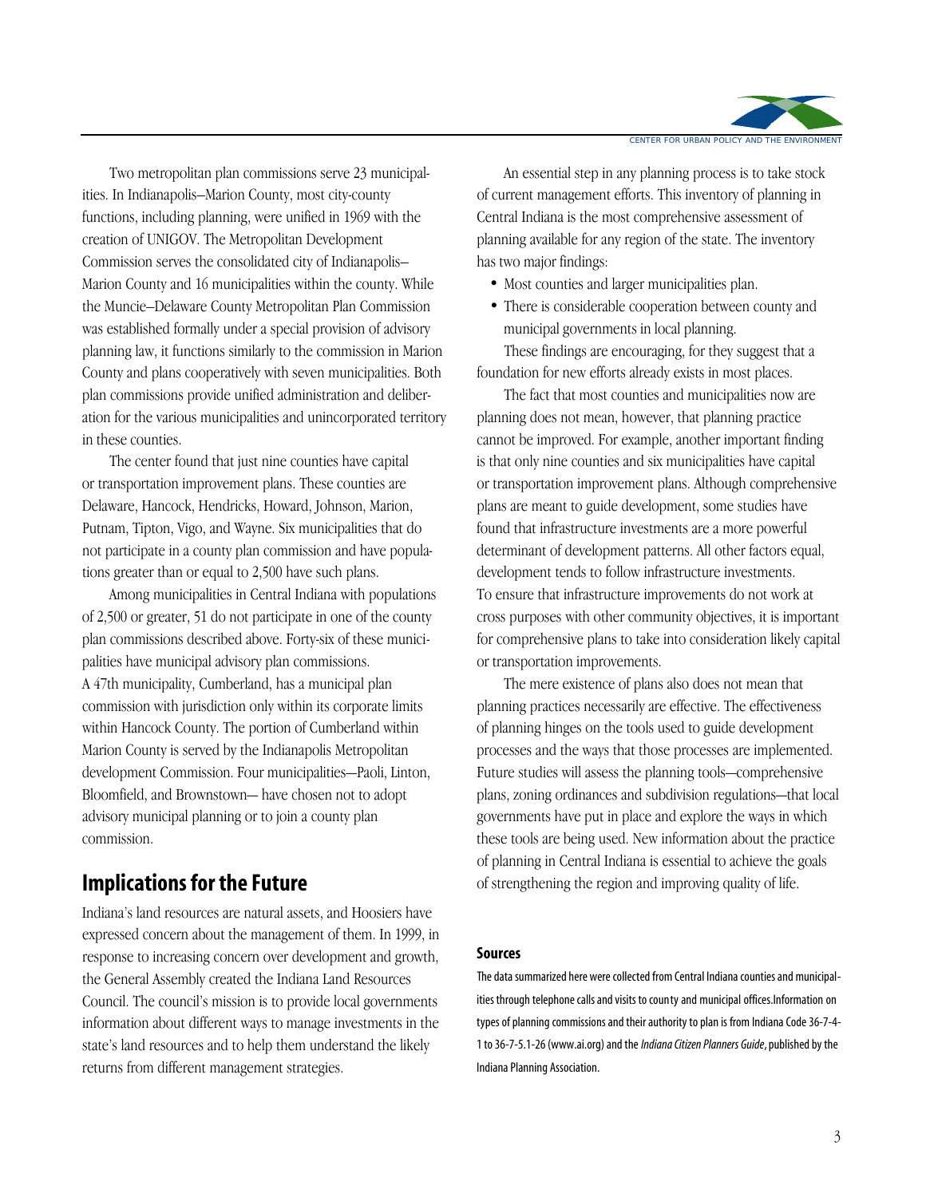Two metropolitan plan commissions serve 23 municipalities. In Indianapolis–Marion County, most city-county functions, including planning, were unified in 1969 with the creation of UNIGOV. The Metropolitan Development Commission serves the consolidated city of Indianapolis–Marion County and 16 municipalities within the county. While the Muncie–Delaware County Metropolitan Plan Commission was established formally under a special provision of advisory planning law, it functions similarly to the commission in Marion County and plans cooperatively with seven municipalities. Both plan commissions provide unified administration and deliberation for the various municipalities and unincorporated territory in these counties.

The center found that just nine counties have capital or transportation improvement plans. These counties are Delaware, Hancock, Hendricks, Howard, Johnson, Marion, Putnam, Tipton, Vigo, and Wayne. Six municipalities that do not participate in a county plan commission and have populations greater than or equal to 2,500 have such plans.

Among municipalities in Central Indiana with populations of 2,500 or greater, 51 do not participate in one of the county plan commissions described above. Forty-six of these municipalities have municipal advisory plan commissions. A 47th municipality, Cumberland, has a municipal plan commission with jurisdiction only within its corporate limits within Hancock County. The portion of Cumberland within Marion County is served by the Indianapolis Metropolitan development Commission. Four municipalities—Paoli, Linton, Bloomfield, and Brownstown— have chosen not to adopt advisory municipal planning or to join a county plan commission.

## Implications for the Future

Indiana's land resources are natural assets, and Hoosiers have expressed concern about the management of them. In 1999, in response to increasing concern over development and growth, the General Assembly created the Indiana Land Resources Council. The council's mission is to provide local governments information about different ways to manage investments in the state's land resources and to help them understand the likely returns from different management strategies.

An essential step in any planning process is to take stock of current management efforts. This inventory of planning in Central Indiana is the most comprehensive assessment of planning available for any region of the state. The inventory has two major findings:

- Most counties and larger municipalities plan.
- There is considerable cooperation between county and municipal governments in local planning.

These findings are encouraging, for they suggest that a foundation for new efforts already exists in most places.

The fact that most counties and municipalities now are planning does not mean, however, that planning practice cannot be improved. For example, another important finding is that only nine counties and six municipalities have capital or transportation improvement plans. Although comprehensive plans are meant to guide development, some studies have found that infrastructure investments are a more powerful determinant of development patterns. All other factors equal, development tends to follow infrastructure investments. To ensure that infrastructure improvements do not work at cross purposes with other community objectives, it is important for comprehensive plans to take into consideration likely capital or transportation improvements.

The mere existence of plans also does not mean that planning practices necessarily are effective. The effectiveness of planning hinges on the tools used to guide development processes and the ways that those processes are implemented. Future studies will assess the planning tools—comprehensive plans, zoning ordinances and subdivision regulations—that local governments have put in place and explore the ways in which these tools are being used. New information about the practice of planning in Central Indiana is essential to achieve the goals of strengthening the region and improving quality of life.

### Sources

The data summarized here were collected from Central Indiana counties and municipalities through telephone calls and visits to county and municipal offices.Information on types of planning commissions and their authority to plan is from Indiana Code 36-7-4-1 to 36-7-5.1-26 (www.ai.org) and the *Indiana Citizen Planners Guide*, published by the Indiana Planning Association.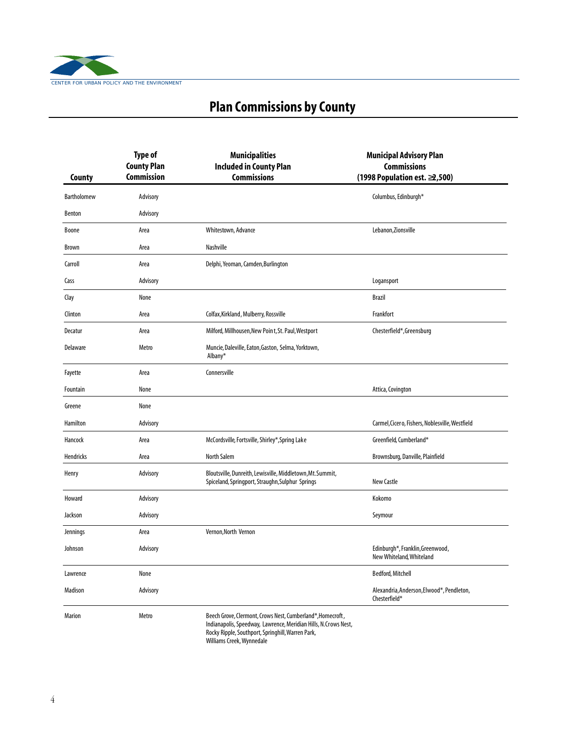CENTER FOR URBAN POLICY AND THE ENVIRONMENT

# Plan Commissions by County

| County | Type of County Plan Commission | Municipalities Included in County Plan Commissions | Municipal Advisory Plan Commissions (1998 Population est. ≥2,500) |
|---|---|---|---|
| Bartholomew | Advisory | | Columbus, Edinburgh* |
| Benton | Advisory | | |
| Boone | Area | Whitestown, Advance | Lebanon,Zionsville |
| Brown | Area | Nashville | |
| Carroll | Area | Delphi, Yeoman, Camden,Burlington | |
| Cass | Advisory | | Logansport |
| Clay | None | | Brazil |
| Clinton | Area | Colfax,Kirkland, Mulberry, Rossville | Frankfort |
| Decatur | Area | Milford, Millhousen,New Point, St. Paul,Westport | Chesterfield*,Greensburg |
| Delaware | Metro | Muncie,Daleville, Eaton,Gaston, Selma,Yorktown, Albany* | |
| Fayette | Area | Connersville | |
| Fountain | None | | Attica, Covington |
| Greene | None | | |
| Hamilton | Advisory | | Carmel,Cicero, Fishers, Noblesville,Westfield |
| Hancock | Area | McCordsville, Fortsville, Shirley*,Spring Lake | Greenfield, Cumberland* |
| Hendricks | Area | North Salem | Brownsburg, Danville, Plainfield |
| Henry | Advisory | Bloutsville, Dunreith, Lewisville, Middletown,Mt.Summit, Spiceland, Springport, Straughn,Sulphur Springs | New Castle |
| Howard | Advisory | | Kokomo |
| Jackson | Advisory | | Seymour |
| Jennings | Area | Vernon,North Vernon | |
| Johnson | Advisory | | Edinburgh*, Franklin,Greenwood, New Whiteland, Whiteland |
| Lawrence | None | | Bedford, Mitchell |
| Madison | Advisory | | Alexandria,Anderson,Elwood*, Pendleton, Chesterfield* |
| Marion | Metro | Beech Grove, Clermont, Crows Nest, Cumberland*,Homecroft, Indianapolis, Speedway, Lawrence, Meridian Hills, N.Crows Nest, Rocky Ripple, Southport, Springhill, Warren Park, Williams Creek, Wynnedale | |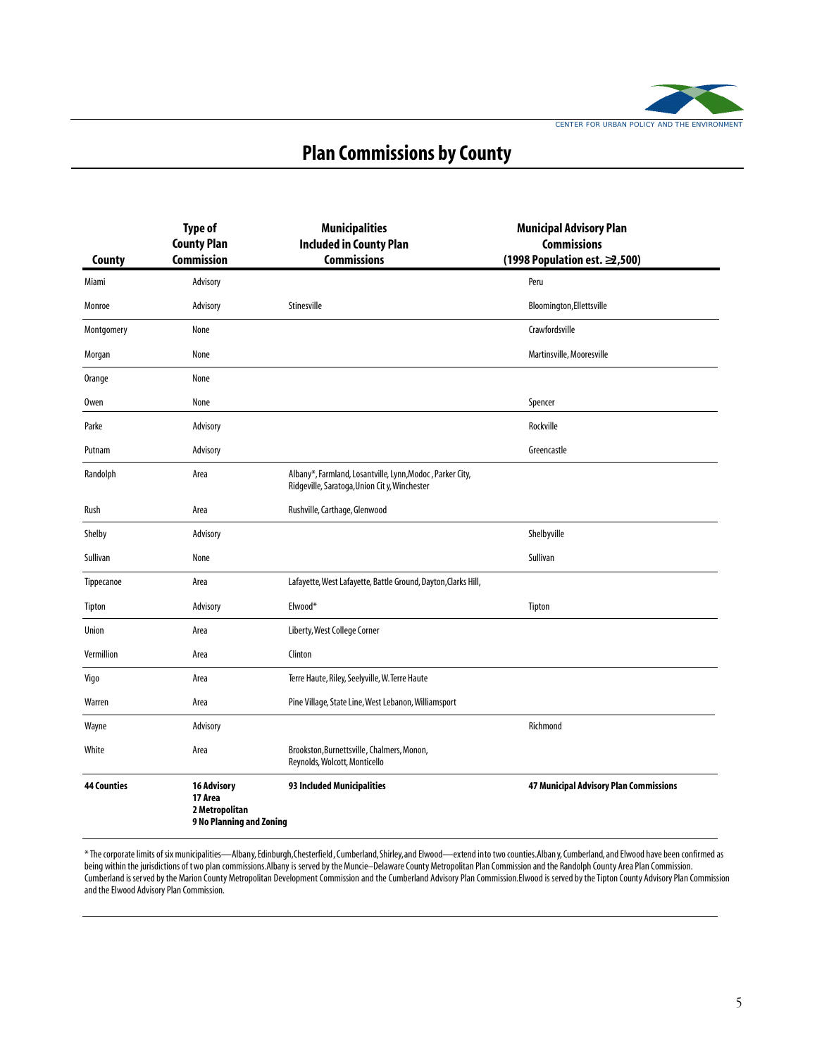# Plan Commissions by County

| County | Type of County Plan Commission | Municipalities Included in County Plan Commissions | Municipal Advisory Plan Commissions (1998 Population est. ≥2,500) |
|---|---|---|---|
| Miami | Advisory | | Peru |
| Monroe | Advisory | Stinesville | Bloomington, Ellettsville |
| Montgomery | None | | Crawfordsville |
| Morgan | None | | Martinsville, Mooresville |
| Orange | None | | |
| Owen | None | | Spencer |
| Parke | Advisory | | Rockville |
| Putnam | Advisory | | Greencastle |
| Randolph | Area | Albany*, Farmland, Losantville, Lynn, Modoc, Parker City, Ridgeville, Saratoga, Union City, Winchester | |
| Rush | Area | Rushville, Carthage, Glenwood | |
| Shelby | Advisory | | Shelbyville |
| Sullivan | None | | Sullivan |
| Tippecanoe | Area | Lafayette, West Lafayette, Battle Ground, Dayton, Clarks Hill, | |
| Tipton | Advisory | Elwood* | Tipton |
| Union | Area | Liberty, West College Corner | |
| Vermillion | Area | Clinton | |
| Vigo | Area | Terre Haute, Riley, Seelyville, W. Terre Haute | |
| Warren | Area | Pine Village, State Line, West Lebanon, Williamsport | |
| Wayne | Advisory | | Richmond |
| White | Area | Brookston, Burnettsville, Chalmers, Monon, Reynolds, Wolcott, Monticello | |
| **44 Counties** | **16 Advisory 17 Area 2 Metropolitan 9 No Planning and Zoning** | **93 Included Municipalities** | **47 Municipal Advisory Plan Commissions** |

\* The corporate limits of six municipalities—Albany, Edinburgh, Chesterfield, Cumberland, Shirley, and Elwood—extend into two counties. Albany, Cumberland, and Elwood have been confirmed as being within the jurisdictions of two plan commissions. Albany is served by the Muncie–Delaware County Metropolitan Plan Commission and the Randolph County Area Plan Commission. Cumberland is served by the Marion County Metropolitan Development Commission and the Cumberland Advisory Plan Commission. Elwood is served by the Tipton County Advisory Plan Commission and the Elwood Advisory Plan Commission.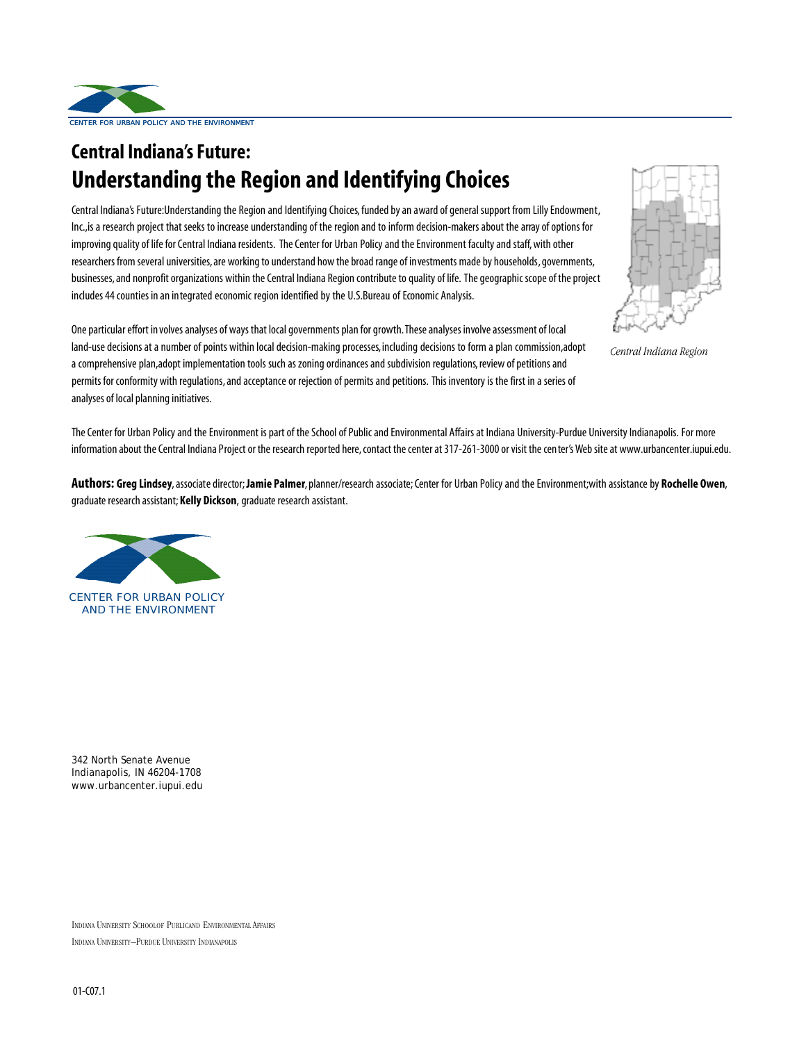CENTER FOR URBAN POLICY AND THE ENVIRONMENT

# Central Indiana's Future:
# Understanding the Region and Identifying Choices

Central Indiana's Future:Understanding the Region and Identifying Choices, funded by an award of general support from Lilly Endowment, Inc.,is a research project that seeks to increase understanding of the region and to inform decision-makers about the array of options for improving quality of life for Central Indiana residents. The Center for Urban Policy and the Environment faculty and staff, with other researchers from several universities, are working to understand how the broad range of investments made by households, governments, businesses, and nonprofit organizations within the Central Indiana Region contribute to quality of life. The geographic scope of the project includes 44 counties in an integrated economic region identified by the U.S.Bureau of Economic Analysis.

One particular effort involves analyses of ways that local governments plan for growth. These analyses involve assessment of local land-use decisions at a number of points within local decision-making processes, including decisions to form a plan commission, adopt a comprehensive plan, adopt implementation tools such as zoning ordinances and subdivision regulations, review of petitions and permits for conformity with regulations, and acceptance or rejection of permits and petitions. This inventory is the first in a series of analyses of local planning initiatives.

*Central Indiana Region*

The Center for Urban Policy and the Environment is part of the School of Public and Environmental Affairs at Indiana University-Purdue University Indianapolis. For more information about the Central Indiana Project or the research reported here, contact the center at 317-261-3000 or visit the center's Web site at www.urbancenter.iupui.edu.

**Authors: Greg Lindsey**, associate director; **Jamie Palmer**, planner/research associate; Center for Urban Policy and the Environment; with assistance by **Rochelle Owen**, graduate research assistant; **Kelly Dickson**, graduate research assistant.

CENTER FOR URBAN POLICY AND THE ENVIRONMENT

342 North Senate Avenue
Indianapolis, IN 46204-1708
www.urbancenter.iupui.edu

INDIANA UNIVERSITY SCHOOL OF PUBLIC AND ENVIRONMENTAL AFFAIRS
INDIANA UNIVERSITY–PURDUE UNIVERSITY INDIANAPOLIS

01-C07.1